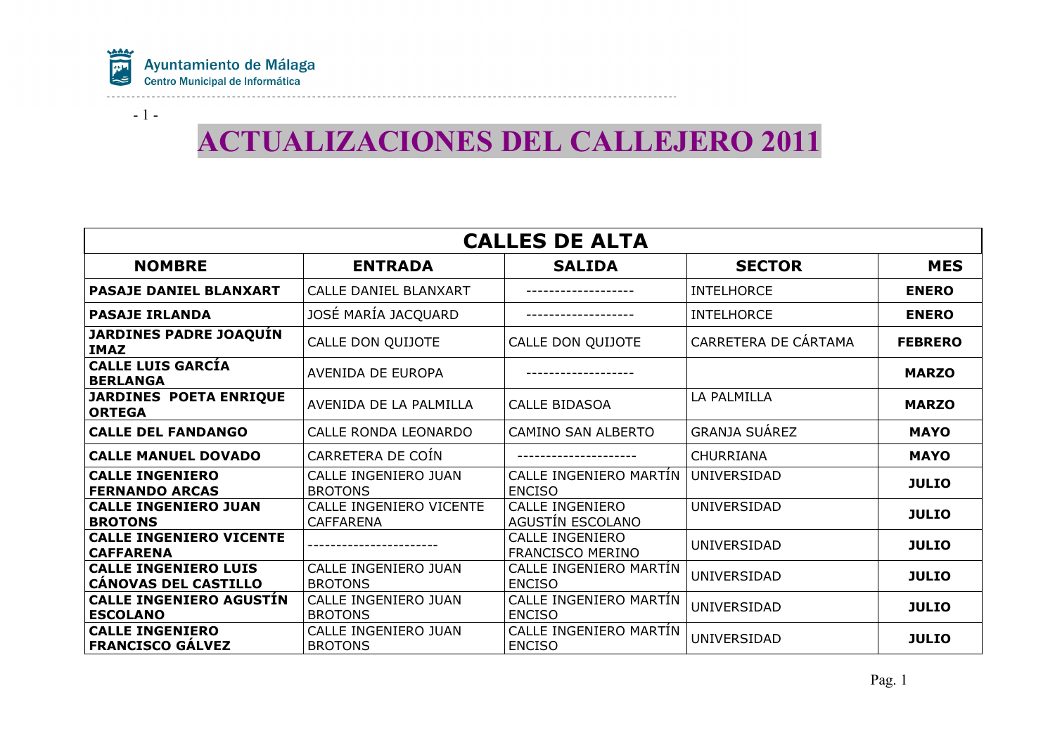Ayuntamiento de Málaga
Centro Municipal de Informática

# ACTUALIZACIONES DEL CALLEJERO 2011

| CALLES DE ALTA | | | | |
|---|---|---|---|---|
| **NOMBRE** | **ENTRADA** | **SALIDA** | **SECTOR** | **MES** |
| **PASAJE DANIEL BLANXART** | CALLE DANIEL BLANXART | ------------------- | INTELHORCE | **ENERO** |
| **PASAJE IRLANDA** | JOSÉ MARÍA JACQUARD | ------------------- | INTELHORCE | **ENERO** |
| **JARDINES PADRE JOAQUÍN IMAZ** | CALLE DON QUIJOTE | CALLE DON QUIJOTE | CARRETERA DE CÁRTAMA | **FEBRERO** |
| **CALLE LUIS GARCÍA BERLANGA** | AVENIDA DE EUROPA | ------------------- | | **MARZO** |
| **JARDINES POETA ENRIQUE ORTEGA** | AVENIDA DE LA PALMILLA | CALLE BIDASOA | LA PALMILLA | **MARZO** |
| **CALLE DEL FANDANGO** | CALLE RONDA LEONARDO | CAMINO SAN ALBERTO | GRANJA SUÁREZ | **MAYO** |
| **CALLE MANUEL DOVADO** | CARRETERA DE COÍN | --------------------- | CHURRIANA | **MAYO** |
| **CALLE INGENIERO FERNANDO ARCAS** | CALLE INGENIERO JUAN BROTONS | CALLE INGENIERO MARTÍN ENCISO | UNIVERSIDAD | **JULIO** |
| **CALLE INGENIERO JUAN BROTONS** | CALLE INGENIERO VICENTE CAFFARENA | CALLE INGENIERO AGUSTÍN ESCOLANO | UNIVERSIDAD | **JULIO** |
| **CALLE INGENIERO VICENTE CAFFARENA** | ----------------------- | CALLE INGENIERO FRANCISCO MERINO | UNIVERSIDAD | **JULIO** |
| **CALLE INGENIERO LUIS CÁNOVAS DEL CASTILLO** | CALLE INGENIERO JUAN BROTONS | CALLE INGENIERO MARTÍN ENCISO | UNIVERSIDAD | **JULIO** |
| **CALLE INGENIERO AGUSTÍN ESCOLANO** | CALLE INGENIERO JUAN BROTONS | CALLE INGENIERO MARTÍN ENCISO | UNIVERSIDAD | **JULIO** |
| **CALLE INGENIERO FRANCISCO GÁLVEZ** | CALLE INGENIERO JUAN BROTONS | CALLE INGENIERO MARTÍN ENCISO | UNIVERSIDAD | **JULIO** |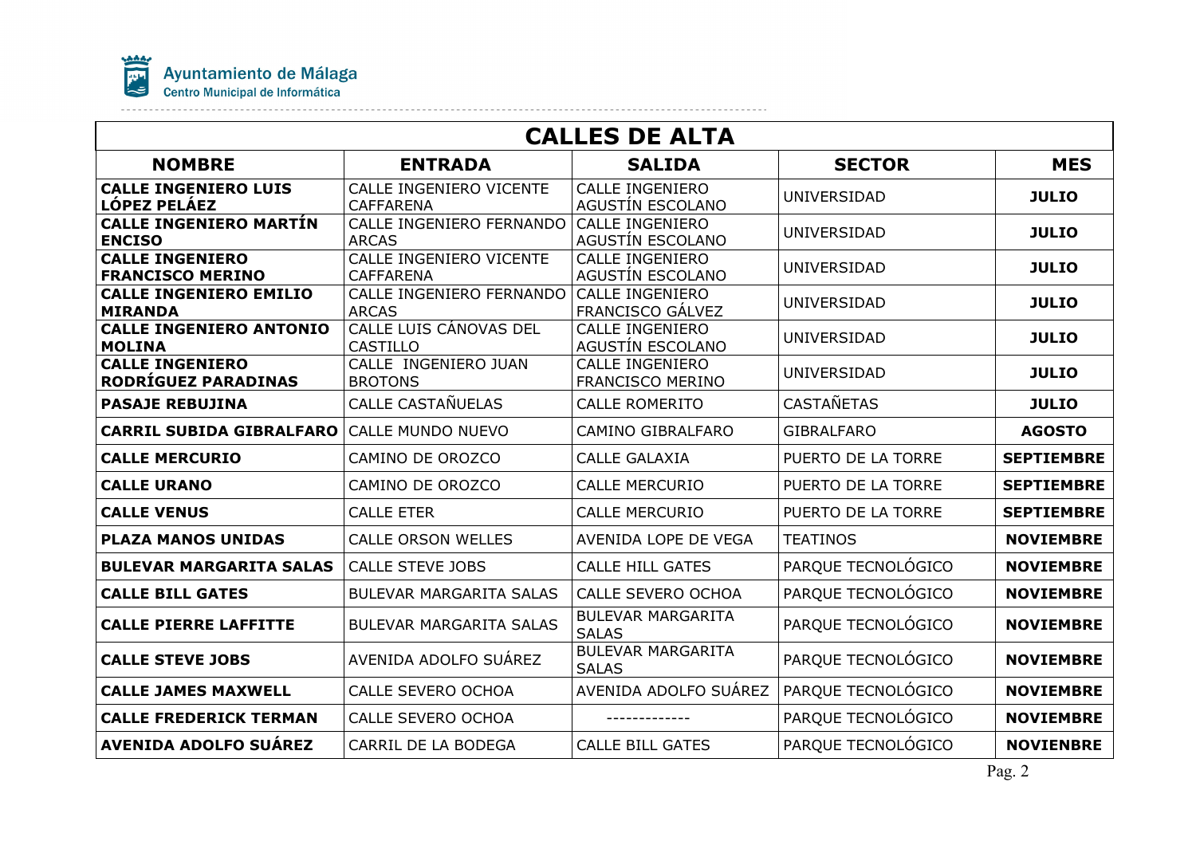Ayuntamiento de Málaga
Centro Municipal de Informática

| CALLES DE ALTA | | | | |
|---|---|---|---|---|
| **NOMBRE** | **ENTRADA** | **SALIDA** | **SECTOR** | **MES** |
| **CALLE INGENIERO LUIS LÓPEZ PELÁEZ** | CALLE INGENIERO VICENTE CAFFARENA | CALLE INGENIERO AGUSTÍN ESCOLANO | UNIVERSIDAD | **JULIO** |
| **CALLE INGENIERO MARTÍN ENCISO** | CALLE INGENIERO FERNANDO ARCAS | CALLE INGENIERO AGUSTÍN ESCOLANO | UNIVERSIDAD | **JULIO** |
| **CALLE INGENIERO FRANCISCO MERINO** | CALLE INGENIERO VICENTE CAFFARENA | CALLE INGENIERO AGUSTÍN ESCOLANO | UNIVERSIDAD | **JULIO** |
| **CALLE INGENIERO EMILIO MIRANDA** | CALLE INGENIERO FERNANDO ARCAS | CALLE INGENIERO FRANCISCO GÁLVEZ | UNIVERSIDAD | **JULIO** |
| **CALLE INGENIERO ANTONIO MOLINA** | CALLE LUIS CÁNOVAS DEL CASTILLO | CALLE INGENIERO AGUSTÍN ESCOLANO | UNIVERSIDAD | **JULIO** |
| **CALLE INGENIERO RODRÍGUEZ PARADINAS** | CALLE INGENIERO JUAN BROTONS | CALLE INGENIERO FRANCISCO MERINO | UNIVERSIDAD | **JULIO** |
| **PASAJE REBUJINA** | CALLE CASTAÑUELAS | CALLE ROMERITO | CASTAÑETAS | **JULIO** |
| **CARRIL SUBIDA GIBRALFARO** | CALLE MUNDO NUEVO | CAMINO GIBRALFARO | GIBRALFARO | **AGOSTO** |
| **CALLE MERCURIO** | CAMINO DE OROZCO | CALLE GALAXIA | PUERTO DE LA TORRE | **SEPTIEMBRE** |
| **CALLE URANO** | CAMINO DE OROZCO | CALLE MERCURIO | PUERTO DE LA TORRE | **SEPTIEMBRE** |
| **CALLE VENUS** | CALLE ETER | CALLE MERCURIO | PUERTO DE LA TORRE | **SEPTIEMBRE** |
| **PLAZA MANOS UNIDAS** | CALLE ORSON WELLES | AVENIDA LOPE DE VEGA | TEATINOS | **NOVIEMBRE** |
| **BULEVAR MARGARITA SALAS** | CALLE STEVE JOBS | CALLE HILL GATES | PARQUE TECNOLÓGICO | **NOVIEMBRE** |
| **CALLE BILL GATES** | BULEVAR MARGARITA SALAS | CALLE SEVERO OCHOA | PARQUE TECNOLÓGICO | **NOVIEMBRE** |
| **CALLE PIERRE LAFFITTE** | BULEVAR MARGARITA SALAS | BULEVAR MARGARITA SALAS | PARQUE TECNOLÓGICO | **NOVIEMBRE** |
| **CALLE STEVE JOBS** | AVENIDA ADOLFO SUÁREZ | BULEVAR MARGARITA SALAS | PARQUE TECNOLÓGICO | **NOVIEMBRE** |
| **CALLE JAMES MAXWELL** | CALLE SEVERO OCHOA | AVENIDA ADOLFO SUÁREZ | PARQUE TECNOLÓGICO | **NOVIEMBRE** |
| **CALLE FREDERICK TERMAN** | CALLE SEVERO OCHOA | ------------- | PARQUE TECNOLÓGICO | **NOVIEMBRE** |
| **AVENIDA ADOLFO SUÁREZ** | CARRIL DE LA BODEGA | CALLE BILL GATES | PARQUE TECNOLÓGICO | **NOVIENBRE** |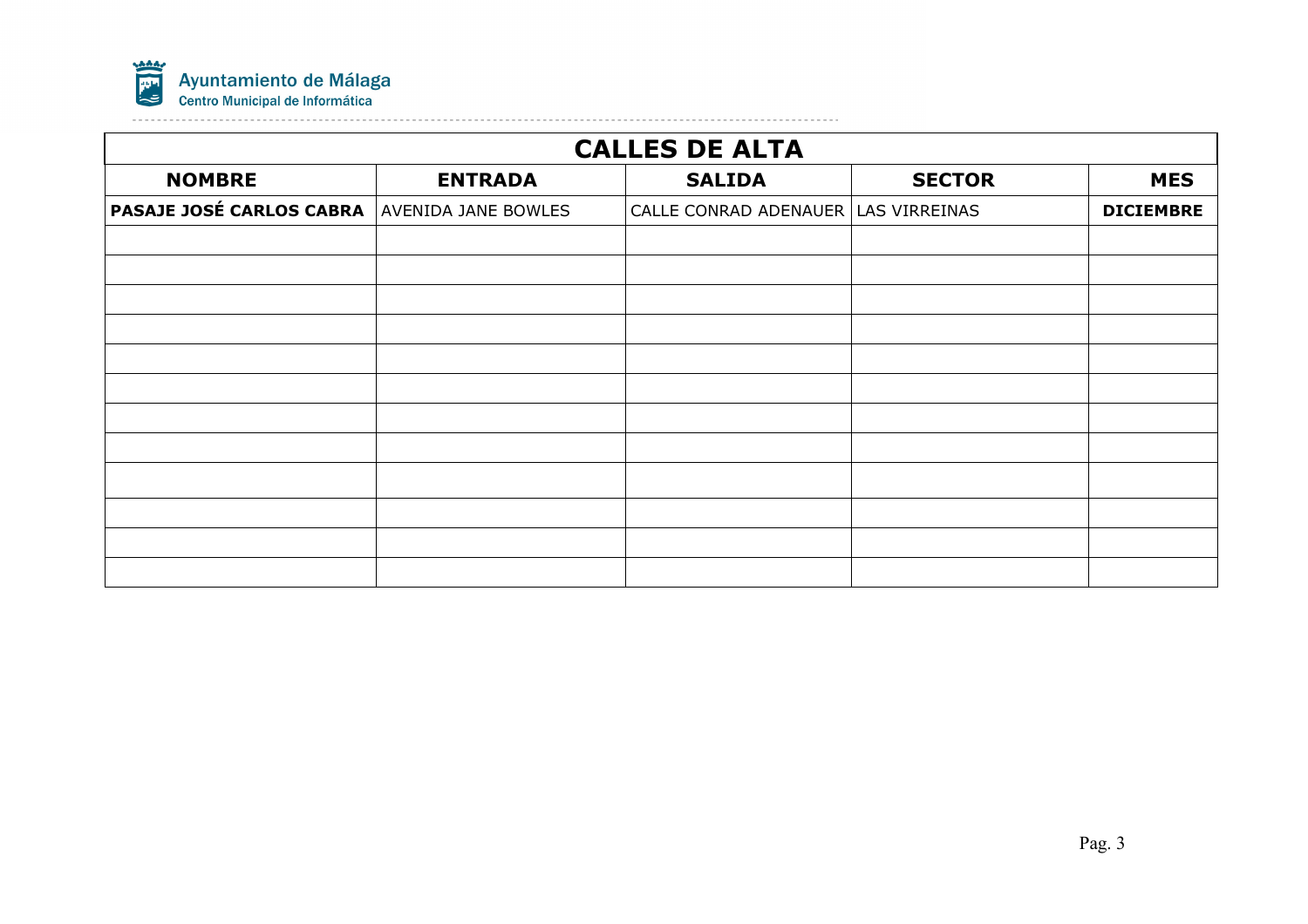# CALLES DE ALTA

| NOMBRE | ENTRADA | SALIDA | SECTOR | MES |
|---|---|---|---|---|
| **PASAJE JOSÉ CARLOS CABRA** | AVENIDA JANE BOWLES | CALLE CONRAD ADENAUER | LAS VIRREINAS | **DICIEMBRE** |
| | | | | |
| | | | | |
| | | | | |
| | | | | |
| | | | | |
| | | | | |
| | | | | |
| | | | | |
| | | | | |
| | | | | |
| | | | | |
| | | | | |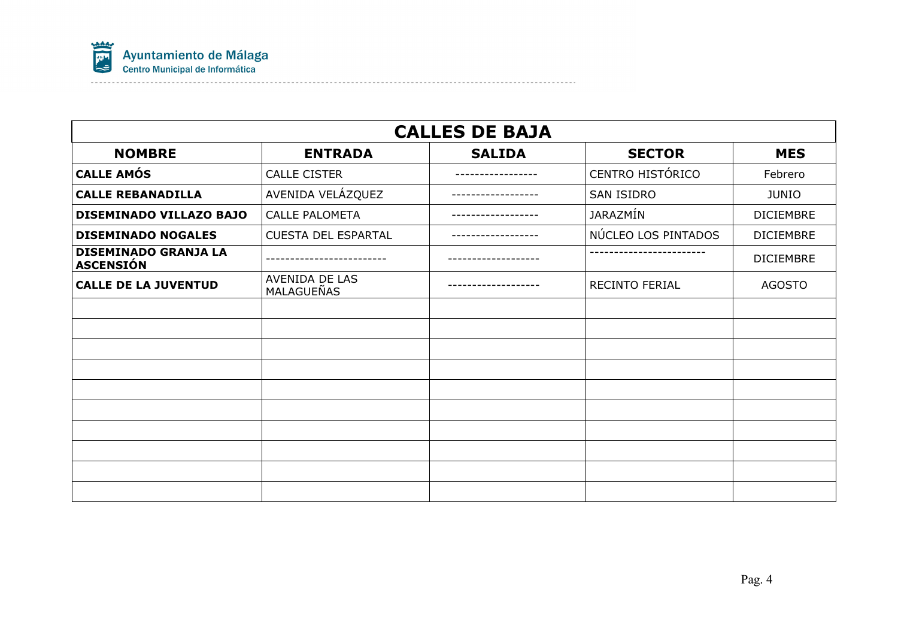| CALLES DE BAJA | | | | |
|---|---|---|---|---|
| **NOMBRE** | **ENTRADA** | **SALIDA** | **SECTOR** | **MES** |
| **CALLE AMÓS** | CALLE CISTER | ----------------- | CENTRO HISTÓRICO | Febrero |
| **CALLE REBANADILLA** | AVENIDA VELÁZQUEZ | ------------------ | SAN ISIDRO | JUNIO |
| **DISEMINADO VILLAZO BAJO** | CALLE PALOMETA | ------------------ | JARAZMÍN | DICIEMBRE |
| **DISEMINADO NOGALES** | CUESTA DEL ESPARTAL | ------------------ | NÚCLEO LOS PINTADOS | DICIEMBRE |
| **DISEMINADO GRANJA LA ASCENSIÓN** | ------------------------- | ------------------- | ------------------------ | DICIEMBRE |
| **CALLE DE LA JUVENTUD** | AVENIDA DE LAS MALAGUEÑAS | ------------------- | RECINTO FERIAL | AGOSTO |
| | | | | |
| | | | | |
| | | | | |
| | | | | |
| | | | | |
| | | | | |
| | | | | |
| | | | | |
| | | | | |
| | | | | |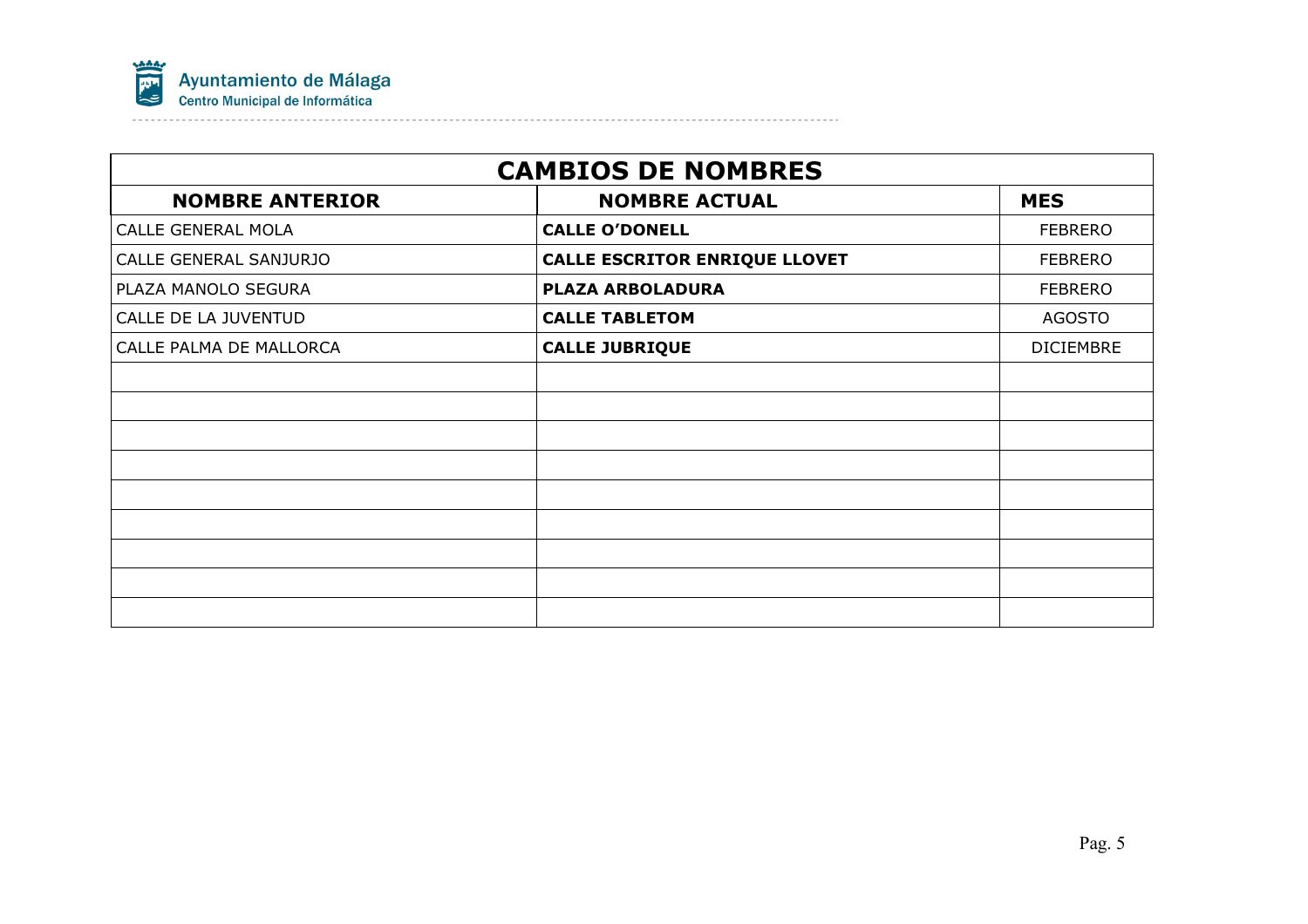| CAMBIOS DE NOMBRES | | |
|---|---|---|
| **NOMBRE ANTERIOR** | **NOMBRE ACTUAL** | **MES** |
| CALLE GENERAL MOLA | **CALLE O'DONELL** | FEBRERO |
| CALLE GENERAL SANJURJO | **CALLE ESCRITOR ENRIQUE LLOVET** | FEBRERO |
| PLAZA MANOLO SEGURA | **PLAZA ARBOLADURA** | FEBRERO |
| CALLE DE LA JUVENTUD | **CALLE TABLETOM** | AGOSTO |
| CALLE PALMA DE MALLORCA | **CALLE JUBRIQUE** | DICIEMBRE |
| | | |
| | | |
| | | |
| | | |
| | | |
| | | |
| | | |
| | | |
| | | |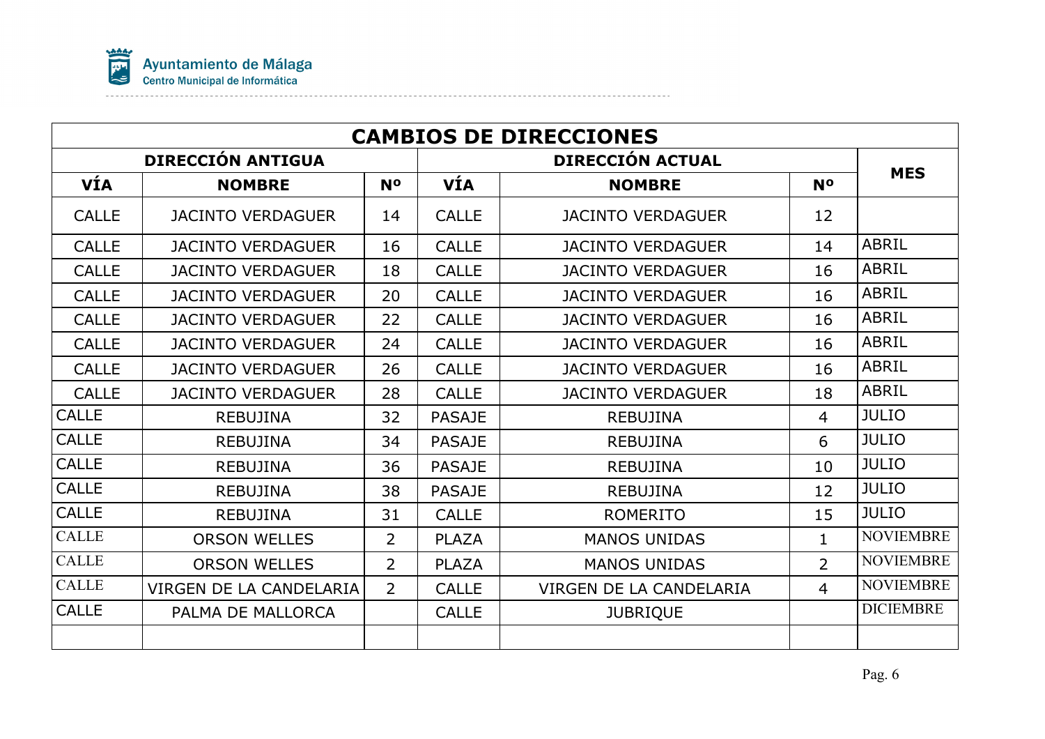| CAMBIOS DE DIRECCIONES | | | | | | |
|---|---|---|---|---|---|---|
| **DIRECCIÓN ANTIGUA** | | | **DIRECCIÓN ACTUAL** | | | **MES** |
| **VÍA** | **NOMBRE** | **Nº** | **VÍA** | **NOMBRE** | **Nº** | |
| CALLE | JACINTO VERDAGUER | 14 | CALLE | JACINTO VERDAGUER | 12 | |
| CALLE | JACINTO VERDAGUER | 16 | CALLE | JACINTO VERDAGUER | 14 | ABRIL |
| CALLE | JACINTO VERDAGUER | 18 | CALLE | JACINTO VERDAGUER | 16 | ABRIL |
| CALLE | JACINTO VERDAGUER | 20 | CALLE | JACINTO VERDAGUER | 16 | ABRIL |
| CALLE | JACINTO VERDAGUER | 22 | CALLE | JACINTO VERDAGUER | 16 | ABRIL |
| CALLE | JACINTO VERDAGUER | 24 | CALLE | JACINTO VERDAGUER | 16 | ABRIL |
| CALLE | JACINTO VERDAGUER | 26 | CALLE | JACINTO VERDAGUER | 16 | ABRIL |
| CALLE | JACINTO VERDAGUER | 28 | CALLE | JACINTO VERDAGUER | 18 | ABRIL |
| CALLE | REBUJINA | 32 | PASAJE | REBUJINA | 4 | JULIO |
| CALLE | REBUJINA | 34 | PASAJE | REBUJINA | 6 | JULIO |
| CALLE | REBUJINA | 36 | PASAJE | REBUJINA | 10 | JULIO |
| CALLE | REBUJINA | 38 | PASAJE | REBUJINA | 12 | JULIO |
| CALLE | REBUJINA | 31 | CALLE | ROMERITO | 15 | JULIO |
| CALLE | ORSON WELLES | 2 | PLAZA | MANOS UNIDAS | 1 | NOVIEMBRE |
| CALLE | ORSON WELLES | 2 | PLAZA | MANOS UNIDAS | 2 | NOVIEMBRE |
| CALLE | VIRGEN DE LA CANDELARIA | 2 | CALLE | VIRGEN DE LA CANDELARIA | 4 | NOVIEMBRE |
| CALLE | PALMA DE MALLORCA | | CALLE | JUBRIQUE | | DICIEMBRE |
| | | | | | | |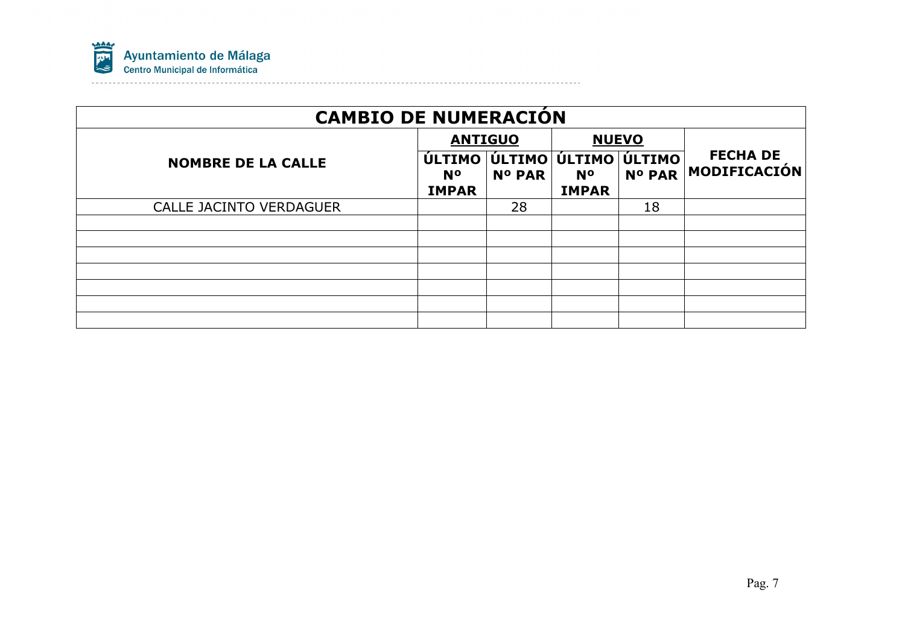Ayuntamiento de Málaga
Centro Municipal de Informática

| CAMBIO DE NUMERACIÓN | | | | | |
|---|---|---|---|---|---|
| **NOMBRE DE LA CALLE** | **ANTIGUO** | | **NUEVO** | | **FECHA DE MODIFICACIÓN** |
| | **ÚLTIMO Nº IMPAR** | **ÚLTIMO Nº PAR** | **ÚLTIMO Nº IMPAR** | **ÚLTIMO Nº PAR** | |
| CALLE JACINTO VERDAGUER | | 28 | | 18 | |
| | | | | | |
| | | | | | |
| | | | | | |
| | | | | | |
| | | | | | |
| | | | | | |
| | | | | | |